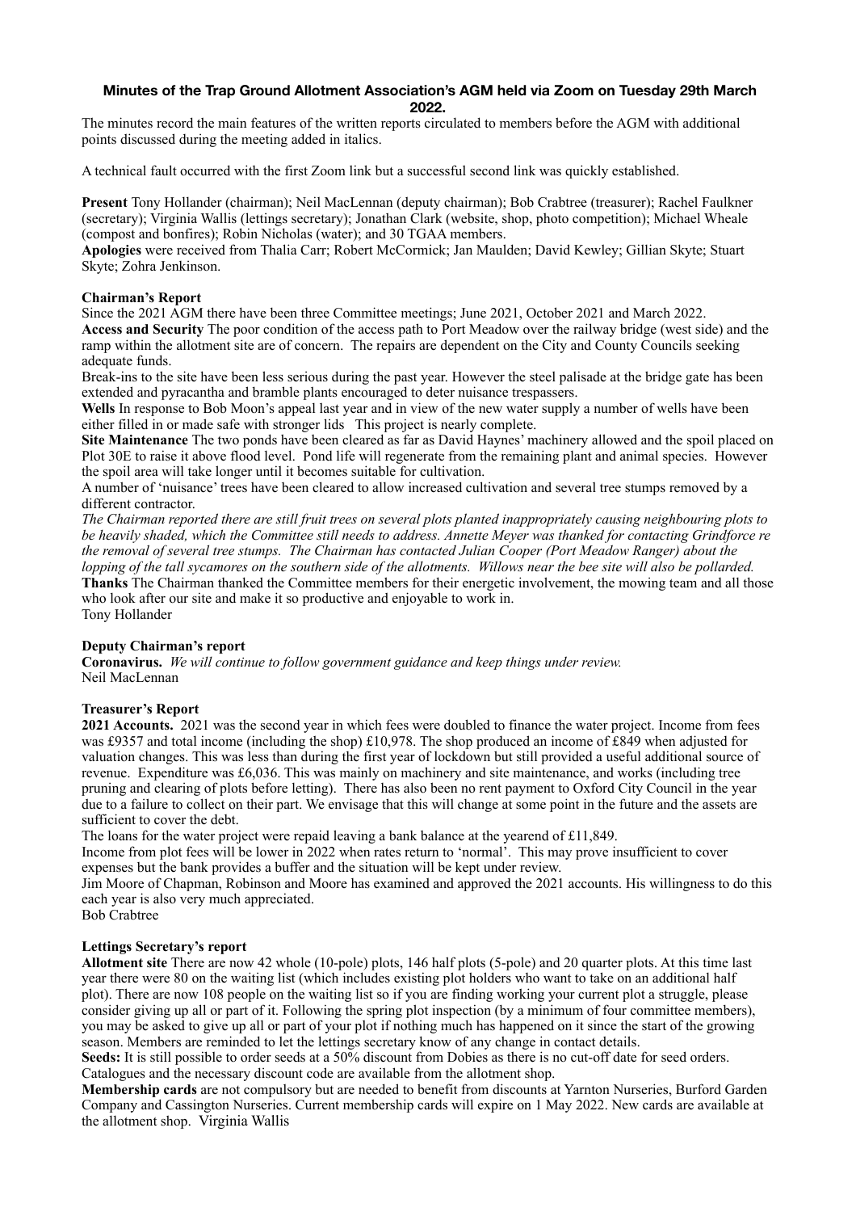# Minutes of the Trap Ground Allotment Association's AGM held via Zoom on Tuesday 29th March 2022.

The minutes record the main features of the written reports circulated to members before the AGM with additional points discussed during the meeting added in italics.

A technical fault occurred with the first Zoom link but a successful second link was quickly established.

**Present** Tony Hollander (chairman); Neil MacLennan (deputy chairman); Bob Crabtree (treasurer); Rachel Faulkner (secretary); Virginia Wallis (lettings secretary); Jonathan Clark (website, shop, photo competition); Michael Wheale (compost and bonfires); Robin Nicholas (water); and 30 TGAA members.

**Apologies** were received from Thalia Carr; Robert McCormick; Jan Maulden; David Kewley; Gillian Skyte; Stuart Skyte; Zohra Jenkinson.

## Chairman's Report

Since the 2021 AGM there have been three Committee meetings; June 2021, October 2021 and March 2022.

**Access and Security** The poor condition of the access path to Port Meadow over the railway bridge (west side) and the ramp within the allotment site are of concern. The repairs are dependent on the City and County Councils seeking adequate funds.

Break-ins to the site have been less serious during the past year. However the steel palisade at the bridge gate has been extended and pyracantha and bramble plants encouraged to deter nuisance trespassers.

**Wells** In response to Bob Moon's appeal last year and in view of the new water supply a number of wells have been either filled in or made safe with stronger lids This project is nearly complete.

**Site Maintenance** The two ponds have been cleared as far as David Haynes' machinery allowed and the spoil placed on Plot 30E to raise it above flood level. Pond life will regenerate from the remaining plant and animal species. However the spoil area will take longer until it becomes suitable for cultivation.

A number of 'nuisance' trees have been cleared to allow increased cultivation and several tree stumps removed by a different contractor.

*The Chairman reported there are still fruit trees on several plots planted inappropriately causing neighbouring plots to be heavily shaded, which the Committee still needs to address. Annette Meyer was thanked for contacting Grindforce re the removal of several tree stumps. The Chairman has contacted Julian Cooper (Port Meadow Ranger) about the lopping of the tall sycamores on the southern side of the allotments. Willows near the bee site will also be pollarded.*

**Thanks** The Chairman thanked the Committee members for their energetic involvement, the mowing team and all those who look after our site and make it so productive and enjoyable to work in.

Tony Hollander

## Deputy Chairman's report

**Coronavirus.** *We will continue to follow government guidance and keep things under review.*

Neil MacLennan

## Treasurer's Report

**2021 Accounts.** 2021 was the second year in which fees were doubled to finance the water project. Income from fees was £9357 and total income (including the shop) £10,978. The shop produced an income of £849 when adjusted for valuation changes. This was less than during the first year of lockdown but still provided a useful additional source of revenue. Expenditure was £6,036. This was mainly on machinery and site maintenance, and works (including tree pruning and clearing of plots before letting). There has also been no rent payment to Oxford City Council in the year due to a failure to collect on their part. We envisage that this will change at some point in the future and the assets are sufficient to cover the debt.

The loans for the water project were repaid leaving a bank balance at the yearend of £11,849.

Income from plot fees will be lower in 2022 when rates return to 'normal'. This may prove insufficient to cover expenses but the bank provides a buffer and the situation will be kept under review.

Jim Moore of Chapman, Robinson and Moore has examined and approved the 2021 accounts. His willingness to do this each year is also very much appreciated.

Bob Crabtree

## Lettings Secretary's report

**Allotment site** There are now 42 whole (10-pole) plots, 146 half plots (5-pole) and 20 quarter plots. At this time last year there were 80 on the waiting list (which includes existing plot holders who want to take on an additional half plot). There are now 108 people on the waiting list so if you are finding working your current plot a struggle, please consider giving up all or part of it. Following the spring plot inspection (by a minimum of four committee members), you may be asked to give up all or part of your plot if nothing much has happened on it since the start of the growing season. Members are reminded to let the lettings secretary know of any change in contact details.

**Seeds:** It is still possible to order seeds at a 50% discount from Dobies as there is no cut-off date for seed orders. Catalogues and the necessary discount code are available from the allotment shop.

**Membership cards** are not compulsory but are needed to benefit from discounts at Yarnton Nurseries, Burford Garden Company and Cassington Nurseries. Current membership cards will expire on 1 May 2022. New cards are available at the allotment shop. Virginia Wallis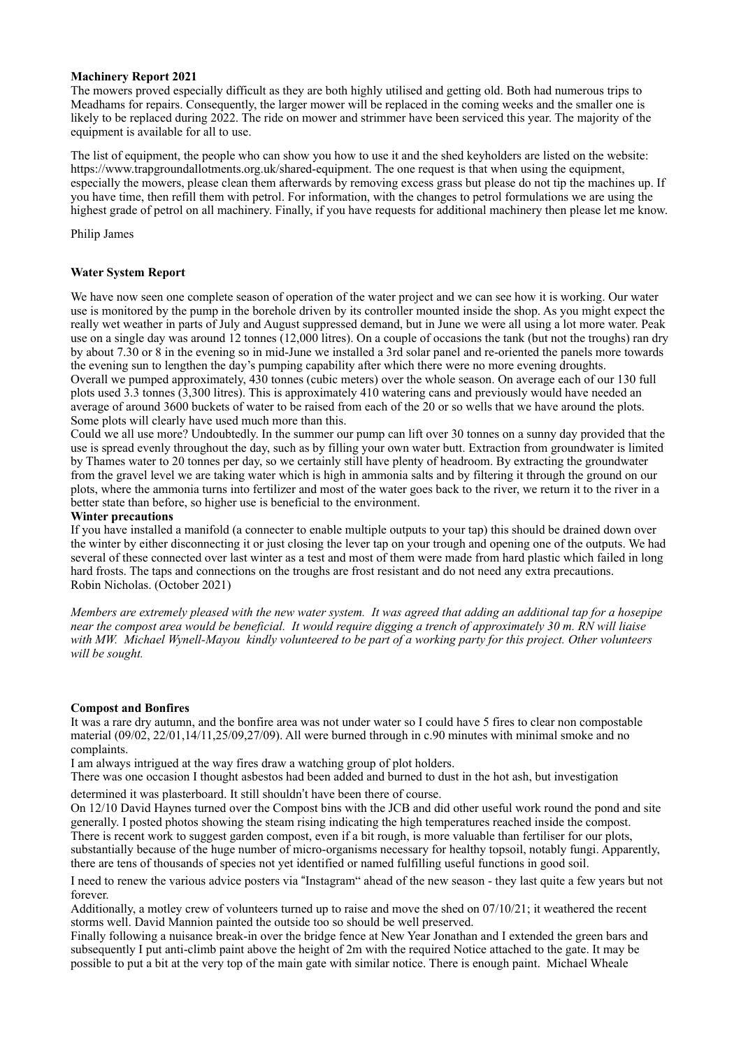**Machinery Report 2021**

The mowers proved especially difficult as they are both highly utilised and getting old. Both had numerous trips to Meadhams for repairs. Consequently, the larger mower will be replaced in the coming weeks and the smaller one is likely to be replaced during 2022. The ride on mower and strimmer have been serviced this year. The majority of the equipment is available for all to use.

The list of equipment, the people who can show you how to use it and the shed keyholders are listed on the website: https://www.trapgroundallotments.org.uk/shared-equipment. The one request is that when using the equipment, especially the mowers, please clean them afterwards by removing excess grass but please do not tip the machines up. If you have time, then refill them with petrol. For information, with the changes to petrol formulations we are using the highest grade of petrol on all machinery. Finally, if you have requests for additional machinery then please let me know.

Philip James

**Water System Report**

We have now seen one complete season of operation of the water project and we can see how it is working. Our water use is monitored by the pump in the borehole driven by its controller mounted inside the shop. As you might expect the really wet weather in parts of July and August suppressed demand, but in June we were all using a lot more water. Peak use on a single day was around 12 tonnes (12,000 litres). On a couple of occasions the tank (but not the troughs) ran dry by about 7.30 or 8 in the evening so in mid-June we installed a 3rd solar panel and re-oriented the panels more towards the evening sun to lengthen the day's pumping capability after which there were no more evening droughts.
Overall we pumped approximately, 430 tonnes (cubic meters) over the whole season. On average each of our 130 full plots used 3.3 tonnes (3,300 litres). This is approximately 410 watering cans and previously would have needed an average of around 3600 buckets of water to be raised from each of the 20 or so wells that we have around the plots. Some plots will clearly have used much more than this.
Could we all use more? Undoubtedly. In the summer our pump can lift over 30 tonnes on a sunny day provided that the use is spread evenly throughout the day, such as by filling your own water butt. Extraction from groundwater is limited by Thames water to 20 tonnes per day, so we certainly still have plenty of headroom. By extracting the groundwater from the gravel level we are taking water which is high in ammonia salts and by filtering it through the ground on our plots, where the ammonia turns into fertilizer and most of the water goes back to the river, we return it to the river in a better state than before, so higher use is beneficial to the environment.

**Winter precautions**

If you have installed a manifold (a connecter to enable multiple outputs to your tap) this should be drained down over the winter by either disconnecting it or just closing the lever tap on your trough and opening one of the outputs. We had several of these connected over last winter as a test and most of them were made from hard plastic which failed in long hard frosts. The taps and connections on the troughs are frost resistant and do not need any extra precautions.
Robin Nicholas. (October 2021)

*Members are extremely pleased with the new water system. It was agreed that adding an additional tap for a hosepipe near the compost area would be beneficial. It would require digging a trench of approximately 30 m. RN will liaise with MW. Michael Wynell-Mayou kindly volunteered to be part of a working party for this project. Other volunteers will be sought.*

**Compost and Bonfires**

It was a rare dry autumn, and the bonfire area was not under water so I could have 5 fires to clear non compostable material (09/02, 22/01,14/11,25/09,27/09). All were burned through in c.90 minutes with minimal smoke and no complaints.
I am always intrigued at the way fires draw a watching group of plot holders.
There was one occasion I thought asbestos had been added and burned to dust in the hot ash, but investigation determined it was plasterboard. It still shouldn't have been there of course.
On 12/10 David Haynes turned over the Compost bins with the JCB and did other useful work round the pond and site generally. I posted photos showing the steam rising indicating the high temperatures reached inside the compost.
There is recent work to suggest garden compost, even if a bit rough, is more valuable than fertiliser for our plots, substantially because of the huge number of micro-organisms necessary for healthy topsoil, notably fungi. Apparently, there are tens of thousands of species not yet identified or named fulfilling useful functions in good soil.
I need to renew the various advice posters via "Instagram" ahead of the new season - they last quite a few years but not forever.
Additionally, a motley crew of volunteers turned up to raise and move the shed on 07/10/21; it weathered the recent storms well. David Mannion painted the outside too so should be well preserved.
Finally following a nuisance break-in over the bridge fence at New Year Jonathan and I extended the green bars and subsequently I put anti-climb paint above the height of 2m with the required Notice attached to the gate. It may be possible to put a bit at the very top of the main gate with similar notice. There is enough paint. Michael Wheale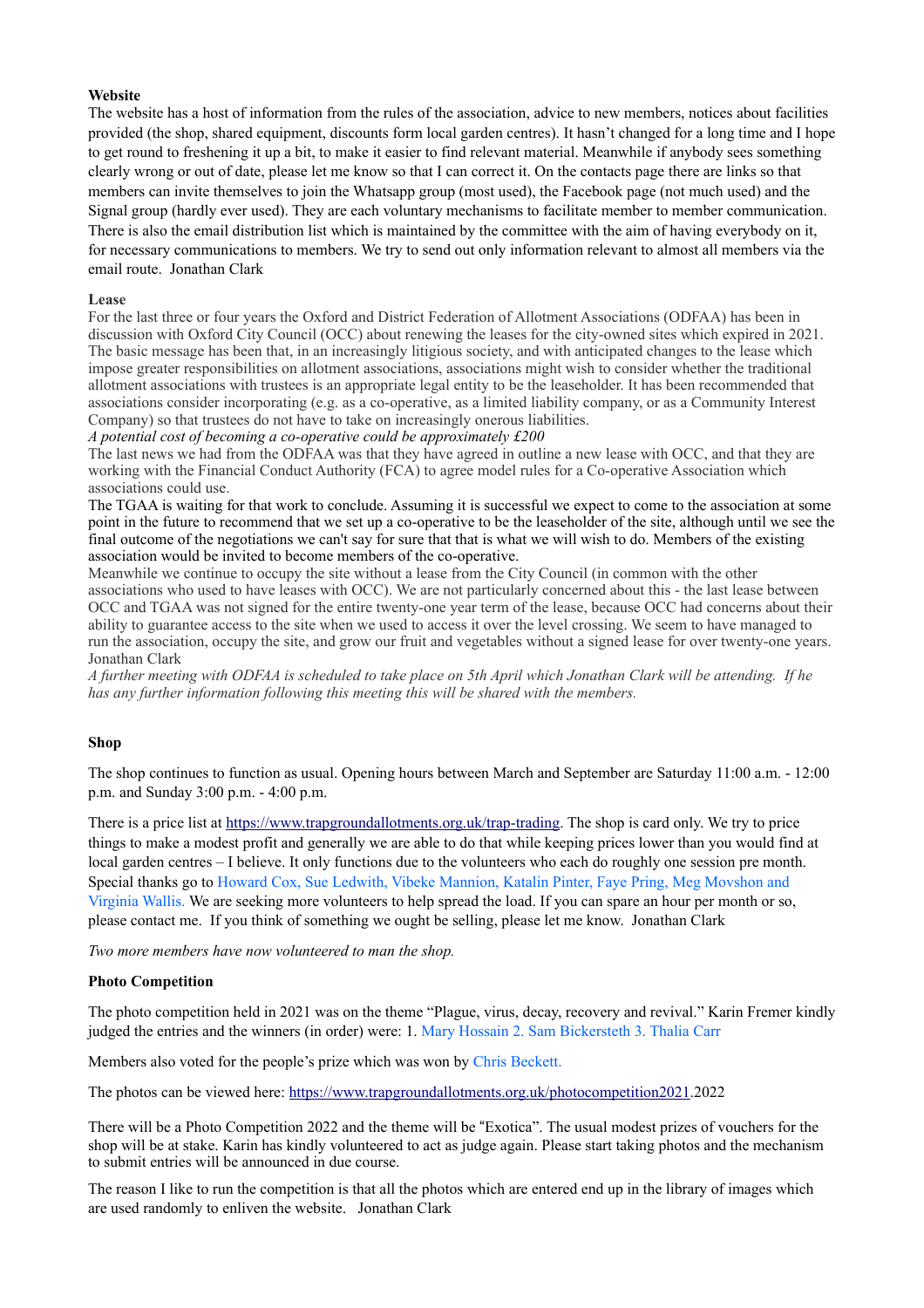**Website**

The website has a host of information from the rules of the association, advice to new members, notices about facilities provided (the shop, shared equipment, discounts form local garden centres). It hasn't changed for a long time and I hope to get round to freshening it up a bit, to make it easier to find relevant material. Meanwhile if anybody sees something clearly wrong or out of date, please let me know so that I can correct it. On the contacts page there are links so that members can invite themselves to join the Whatsapp group (most used), the Facebook page (not much used) and the Signal group (hardly ever used). They are each voluntary mechanisms to facilitate member to member communication. There is also the email distribution list which is maintained by the committee with the aim of having everybody on it, for necessary communications to members. We try to send out only information relevant to almost all members via the email route.  Jonathan Clark

**Lease**

For the last three or four years the Oxford and District Federation of Allotment Associations (ODFAA) has been in discussion with Oxford City Council (OCC) about renewing the leases for the city-owned sites which expired in 2021. The basic message has been that, in an increasingly litigious society, and with anticipated changes to the lease which impose greater responsibilities on allotment associations, associations might wish to consider whether the traditional allotment associations with trustees is an appropriate legal entity to be the leaseholder. It has been recommended that associations consider incorporating (e.g. as a co-operative, as a limited liability company, or as a Community Interest Company) so that trustees do not have to take on increasingly onerous liabilities.

*A potential cost of becoming a co-operative could be approximately £200*

The last news we had from the ODFAA was that they have agreed in outline a new lease with OCC, and that they are working with the Financial Conduct Authority (FCA) to agree model rules for a Co-operative Association which associations could use.

The TGAA is waiting for that work to conclude. Assuming it is successful we expect to come to the association at some point in the future to recommend that we set up a co-operative to be the leaseholder of the site, although until we see the final outcome of the negotiations we can't say for sure that that is what we will wish to do. Members of the existing association would be invited to become members of the co-operative.

Meanwhile we continue to occupy the site without a lease from the City Council (in common with the other associations who used to have leases with OCC). We are not particularly concerned about this - the last lease between OCC and TGAA was not signed for the entire twenty-one year term of the lease, because OCC had concerns about their ability to guarantee access to the site when we used to access it over the level crossing. We seem to have managed to run the association, occupy the site, and grow our fruit and vegetables without a signed lease for over twenty-one years. Jonathan Clark

*A further meeting with ODFAA is scheduled to take place on 5th April which Jonathan Clark will be attending.  If he has any further information following this meeting this will be shared with the members.*

**Shop**

The shop continues to function as usual. Opening hours between March and September are Saturday 11:00 a.m. - 12:00 p.m. and Sunday 3:00 p.m. - 4:00 p.m.

There is a price list at https://www.trapgroundallotments.org.uk/trap-trading. The shop is card only. We try to price things to make a modest profit and generally we are able to do that while keeping prices lower than you would find at local garden centres – I believe. It only functions due to the volunteers who each do roughly one session pre month. Special thanks go to Howard Cox, Sue Ledwith, Vibeke Mannion, Katalin Pinter, Faye Pring, Meg Movshon and Virginia Wallis. We are seeking more volunteers to help spread the load. If you can spare an hour per month or so, please contact me.  If you think of something we ought be selling, please let me know.  Jonathan Clark

*Two more members have now volunteered to man the shop.*

**Photo Competition**

The photo competition held in 2021 was on the theme "Plague, virus, decay, recovery and revival." Karin Fremer kindly judged the entries and the winners (in order) were: 1. Mary Hossain 2. Sam Bickersteth 3. Thalia Carr

Members also voted for the people's prize which was won by Chris Beckett.

The photos can be viewed here: https://www.trapgroundallotments.org.uk/photocompetition2021.2022

There will be a Photo Competition 2022 and the theme will be "Exotica". The usual modest prizes of vouchers for the shop will be at stake. Karin has kindly volunteered to act as judge again. Please start taking photos and the mechanism to submit entries will be announced in due course.

The reason I like to run the competition is that all the photos which are entered end up in the library of images which are used randomly to enliven the website.   Jonathan Clark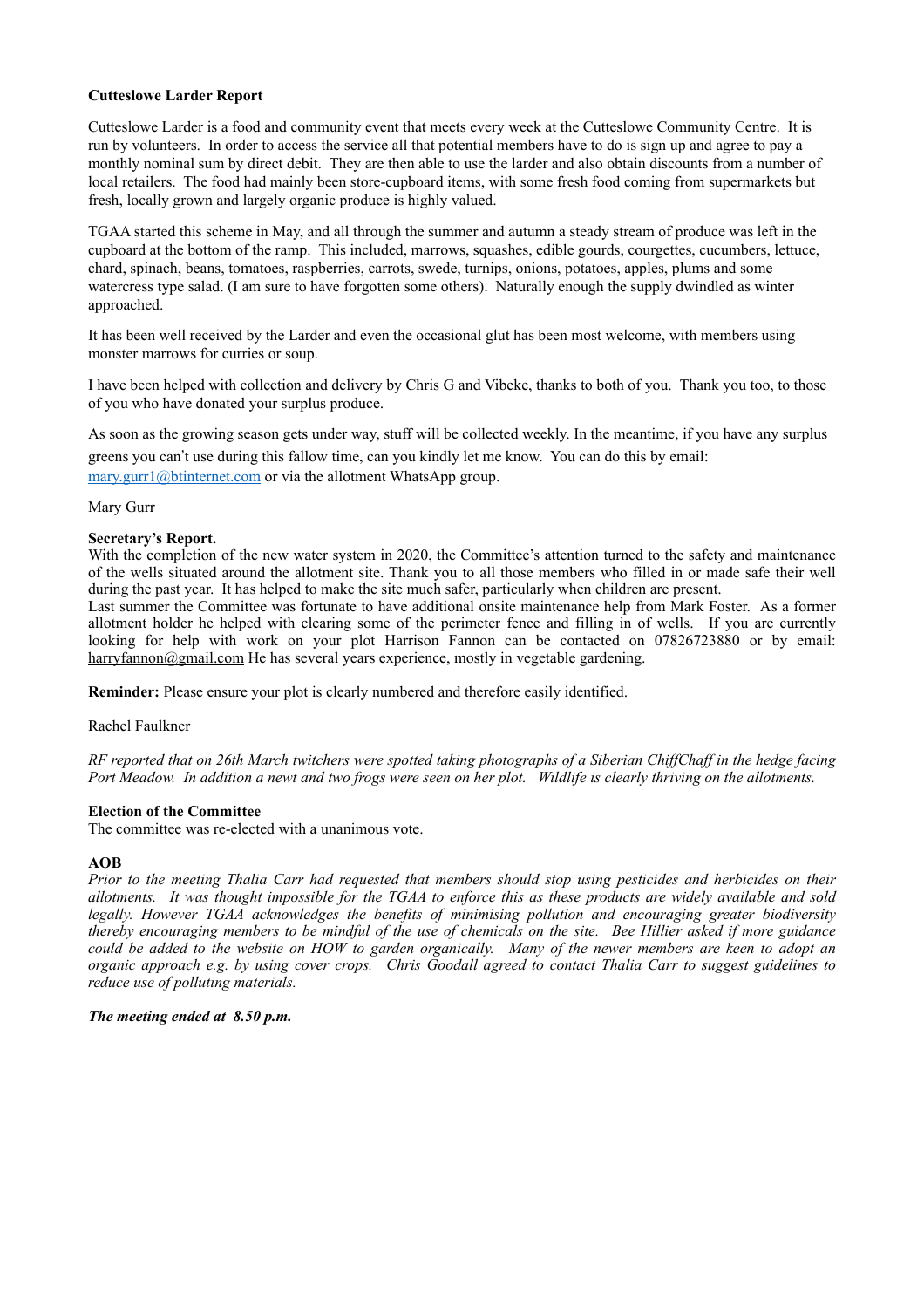**Cutteslowe Larder Report**

Cutteslowe Larder is a food and community event that meets every week at the Cutteslowe Community Centre. It is run by volunteers. In order to access the service all that potential members have to do is sign up and agree to pay a monthly nominal sum by direct debit. They are then able to use the larder and also obtain discounts from a number of local retailers. The food had mainly been store-cupboard items, with some fresh food coming from supermarkets but fresh, locally grown and largely organic produce is highly valued.

TGAA started this scheme in May, and all through the summer and autumn a steady stream of produce was left in the cupboard at the bottom of the ramp. This included, marrows, squashes, edible gourds, courgettes, cucumbers, lettuce, chard, spinach, beans, tomatoes, raspberries, carrots, swede, turnips, onions, potatoes, apples, plums and some watercress type salad. (I am sure to have forgotten some others). Naturally enough the supply dwindled as winter approached.

It has been well received by the Larder and even the occasional glut has been most welcome, with members using monster marrows for curries or soup.

I have been helped with collection and delivery by Chris G and Vibeke, thanks to both of you. Thank you too, to those of you who have donated your surplus produce.

As soon as the growing season gets under way, stuff will be collected weekly. In the meantime, if you have any surplus greens you can't use during this fallow time, can you kindly let me know. You can do this by email: mary.gurr1@btinternet.com or via the allotment WhatsApp group.

Mary Gurr

**Secretary's Report.**

With the completion of the new water system in 2020, the Committee's attention turned to the safety and maintenance of the wells situated around the allotment site. Thank you to all those members who filled in or made safe their well during the past year. It has helped to make the site much safer, particularly when children are present.

Last summer the Committee was fortunate to have additional onsite maintenance help from Mark Foster. As a former allotment holder he helped with clearing some of the perimeter fence and filling in of wells. If you are currently looking for help with work on your plot Harrison Fannon can be contacted on 07826723880 or by email: harryfannon@gmail.com He has several years experience, mostly in vegetable gardening.

**Reminder:** Please ensure your plot is clearly numbered and therefore easily identified.

Rachel Faulkner

*RF reported that on 26th March twitchers were spotted taking photographs of a Siberian ChiffChaff in the hedge facing Port Meadow. In addition a newt and two frogs were seen on her plot. Wildlife is clearly thriving on the allotments.*

**Election of the Committee**

The committee was re-elected with a unanimous vote.

**AOB**

*Prior to the meeting Thalia Carr had requested that members should stop using pesticides and herbicides on their allotments. It was thought impossible for the TGAA to enforce this as these products are widely available and sold legally. However TGAA acknowledges the benefits of minimising pollution and encouraging greater biodiversity thereby encouraging members to be mindful of the use of chemicals on the site. Bee Hillier asked if more guidance could be added to the website on HOW to garden organically. Many of the newer members are keen to adopt an organic approach e.g. by using cover crops. Chris Goodall agreed to contact Thalia Carr to suggest guidelines to reduce use of polluting materials.*

***The meeting ended at 8.50 p.m.***